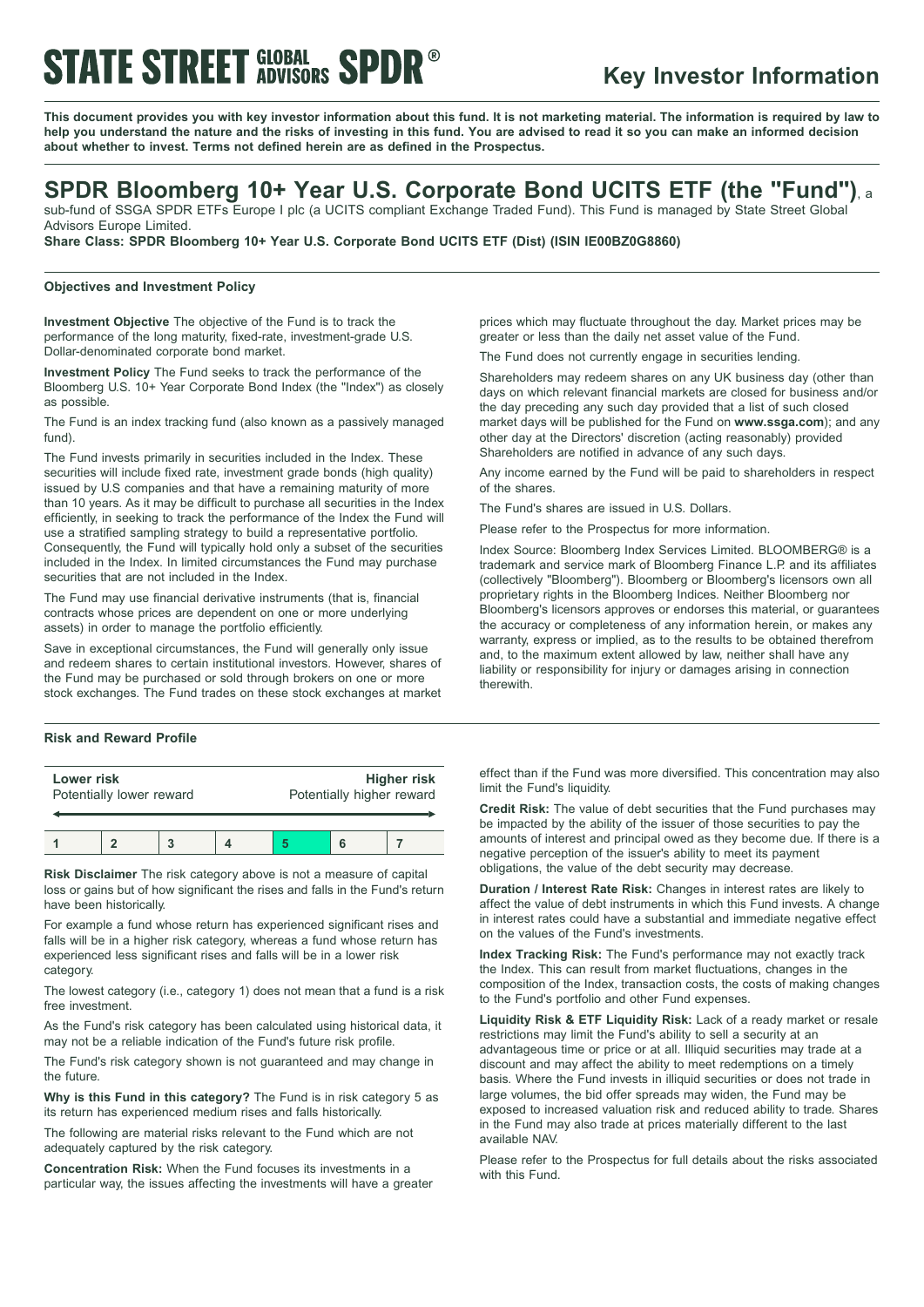# STATE STREET GLOBAL ADVISORS SPDR®

## Key Investor Information

**This document provides you with key investor information about this fund. It is not marketing material. The information is required by law to help you understand the nature and the risks of investing in this fund. You are advised to read it so you can make an informed decision about whether to invest. Terms not defined herein are as defined in the Prospectus.**

# SPDR Bloomberg 10+ Year U.S. Corporate Bond UCITS ETF (the "Fund"), a

sub-fund of SSGA SPDR ETFs Europe I plc (a UCITS compliant Exchange Traded Fund). This Fund is managed by State Street Global Advisors Europe Limited.

**Share Class: SPDR Bloomberg 10+ Year U.S. Corporate Bond UCITS ETF (Dist) (ISIN IE00BZ0G8860)**

### Objectives and Investment Policy

**Investment Objective** The objective of the Fund is to track the performance of the long maturity, fixed-rate, investment-grade U.S. Dollar-denominated corporate bond market.

**Investment Policy** The Fund seeks to track the performance of the Bloomberg U.S. 10+ Year Corporate Bond Index (the "Index") as closely as possible.

The Fund is an index tracking fund (also known as a passively managed fund).

The Fund invests primarily in securities included in the Index. These securities will include fixed rate, investment grade bonds (high quality) issued by U.S companies and that have a remaining maturity of more than 10 years. As it may be difficult to purchase all securities in the Index efficiently, in seeking to track the performance of the Index the Fund will use a stratified sampling strategy to build a representative portfolio. Consequently, the Fund will typically hold only a subset of the securities included in the Index. In limited circumstances the Fund may purchase securities that are not included in the Index.

The Fund may use financial derivative instruments (that is, financial contracts whose prices are dependent on one or more underlying assets) in order to manage the portfolio efficiently.

Save in exceptional circumstances, the Fund will generally only issue and redeem shares to certain institutional investors. However, shares of the Fund may be purchased or sold through brokers on one or more stock exchanges. The Fund trades on these stock exchanges at market prices which may fluctuate throughout the day. Market prices may be greater or less than the daily net asset value of the Fund.

The Fund does not currently engage in securities lending.

Shareholders may redeem shares on any UK business day (other than days on which relevant financial markets are closed for business and/or the day preceding any such day provided that a list of such closed market days will be published for the Fund on **www.ssga.com**); and any other day at the Directors' discretion (acting reasonably) provided Shareholders are notified in advance of any such days.

Any income earned by the Fund will be paid to shareholders in respect of the shares.

The Fund's shares are issued in U.S. Dollars.

Please refer to the Prospectus for more information.

Index Source: Bloomberg Index Services Limited. BLOOMBERG® is a trademark and service mark of Bloomberg Finance L.P. and its affiliates (collectively "Bloomberg"). Bloomberg or Bloomberg's licensors own all proprietary rights in the Bloomberg Indices. Neither Bloomberg nor Bloomberg's licensors approves or endorses this material, or guarantees the accuracy or completeness of any information herein, or makes any warranty, express or implied, as to the results to be obtained therefrom and, to the maximum extent allowed by law, neither shall have any liability or responsibility for injury or damages arising in connection therewith.

### Risk and Reward Profile

| Lower risk<br>Potentially lower reward | | | | | | Higher risk<br>Potentially higher reward |
|---|---|---|---|---|---|---|
| 1 | 2 | 3 | 4 | **5** | 6 | 7 |

**Risk Disclaimer** The risk category above is not a measure of capital loss or gains but of how significant the rises and falls in the Fund's return have been historically.

For example a fund whose return has experienced significant rises and falls will be in a higher risk category, whereas a fund whose return has experienced less significant rises and falls will be in a lower risk category.

The lowest category (i.e., category 1) does not mean that a fund is a risk free investment.

As the Fund's risk category has been calculated using historical data, it may not be a reliable indication of the Fund's future risk profile.

The Fund's risk category shown is not guaranteed and may change in the future.

**Why is this Fund in this category?** The Fund is in risk category 5 as its return has experienced medium rises and falls historically.

The following are material risks relevant to the Fund which are not adequately captured by the risk category.

**Concentration Risk:** When the Fund focuses its investments in a particular way, the issues affecting the investments will have a greater effect than if the Fund was more diversified. This concentration may also limit the Fund's liquidity.

**Credit Risk:** The value of debt securities that the Fund purchases may be impacted by the ability of the issuer of those securities to pay the amounts of interest and principal owed as they become due. If there is a negative perception of the issuer's ability to meet its payment obligations, the value of the debt security may decrease.

**Duration / Interest Rate Risk:** Changes in interest rates are likely to affect the value of debt instruments in which this Fund invests. A change in interest rates could have a substantial and immediate negative effect on the values of the Fund's investments.

**Index Tracking Risk:** The Fund's performance may not exactly track the Index. This can result from market fluctuations, changes in the composition of the Index, transaction costs, the costs of making changes to the Fund's portfolio and other Fund expenses.

**Liquidity Risk & ETF Liquidity Risk:** Lack of a ready market or resale restrictions may limit the Fund's ability to sell a security at an advantageous time or price or at all. Illiquid securities may trade at a discount and may affect the ability to meet redemptions on a timely basis. Where the Fund invests in illiquid securities or does not trade in large volumes, the bid offer spreads may widen, the Fund may be exposed to increased valuation risk and reduced ability to trade. Shares in the Fund may also trade at prices materially different to the last available NAV.

Please refer to the Prospectus for full details about the risks associated with this Fund.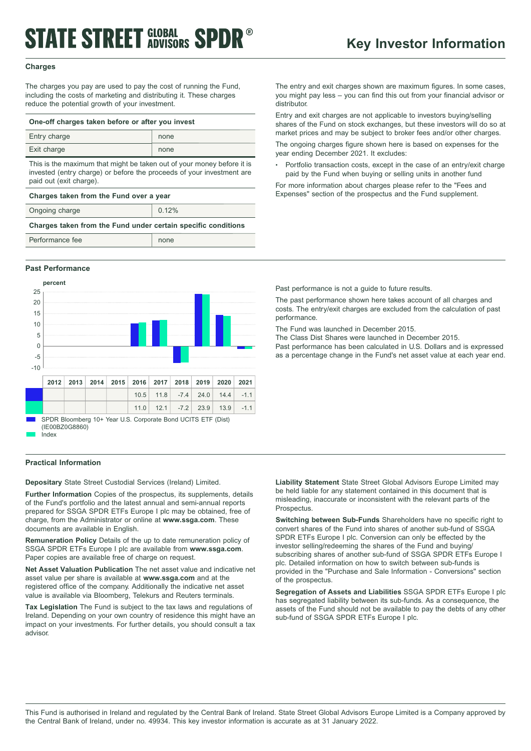## Charges

The charges you pay are used to pay the cost of running the Fund, including the costs of marketing and distributing it. These charges reduce the potential growth of your investment.

| One-off charges taken before or after you invest | |
|---|---|
| Entry charge | none |
| Exit charge | none |

This is the maximum that might be taken out of your money before it is invested (entry charge) or before the proceeds of your investment are paid out (exit charge).

| Charges taken from the Fund over a year | |
|---|---|
| Ongoing charge | 0.12% |

| Charges taken from the Fund under certain specific conditions | |
|---|---|
| Performance fee | none |

The entry and exit charges shown are maximum figures. In some cases, you might pay less – you can find this out from your financial advisor or distributor.

Entry and exit charges are not applicable to investors buying/selling shares of the Fund on stock exchanges, but these investors will do so at market prices and may be subject to broker fees and/or other charges.

The ongoing charges figure shown here is based on expenses for the year ending December 2021. It excludes:

- Portfolio transaction costs, except in the case of an entry/exit charge paid by the Fund when buying or selling units in another fund

For more information about charges please refer to the "Fees and Expenses" section of the prospectus and the Fund supplement.

## Past Performance

percent

25
20
15
10
5
0
-5
-10

| | 2012 | 2013 | 2014 | 2015 | 2016 | 2017 | 2018 | 2019 | 2020 | 2021 |
|---|---|---|---|---|---|---|---|---|---|---|
| Fund | | | | | 10.5 | 11.8 | -7.4 | 24.0 | 14.4 | -1.1 |
| Index | | | | | 11.0 | 12.1 | -7.2 | 23.9 | 13.9 | -1.1 |

SPDR Bloomberg 10+ Year U.S. Corporate Bond UCITS ETF (Dist) (IE00BZ0G8860)

Index

Past performance is not a guide to future results.

The past performance shown here takes account of all charges and costs. The entry/exit charges are excluded from the calculation of past performance.

The Fund was launched in December 2015.
The Class Dist Shares were launched in December 2015.
Past performance has been calculated in U.S. Dollars and is expressed as a percentage change in the Fund's net asset value at each year end.

## Practical Information

**Depositary** State Street Custodial Services (Ireland) Limited.

**Further Information** Copies of the prospectus, its supplements, details of the Fund's portfolio and the latest annual and semi-annual reports prepared for SSGA SPDR ETFs Europe I plc may be obtained, free of charge, from the Administrator or online at **www.ssga.com**. These documents are available in English.

**Remuneration Policy** Details of the up to date remuneration policy of SSGA SPDR ETFs Europe I plc are available from **www.ssga.com**. Paper copies are available free of charge on request.

**Net Asset Valuation Publication** The net asset value and indicative net asset value per share is available at **www.ssga.com** and at the registered office of the company. Additionally the indicative net asset value is available via Bloomberg, Telekurs and Reuters terminals.

**Tax Legislation** The Fund is subject to the tax laws and regulations of Ireland. Depending on your own country of residence this might have an impact on your investments. For further details, you should consult a tax advisor.

**Liability Statement** State Street Global Advisors Europe Limited may be held liable for any statement contained in this document that is misleading, inaccurate or inconsistent with the relevant parts of the Prospectus.

**Switching between Sub-Funds** Shareholders have no specific right to convert shares of the Fund into shares of another sub-fund of SSGA SPDR ETFs Europe I plc. Conversion can only be effected by the investor selling/redeeming the shares of the Fund and buying/subscribing shares of another sub-fund of SSGA SPDR ETFs Europe I plc. Detailed information on how to switch between sub-funds is provided in the "Purchase and Sale Information - Conversions" section of the prospectus.

**Segregation of Assets and Liabilities** SSGA SPDR ETFs Europe I plc has segregated liability between its sub-funds. As a consequence, the assets of the Fund should not be available to pay the debts of any other sub-fund of SSGA SPDR ETFs Europe I plc.

This Fund is authorised in Ireland and regulated by the Central Bank of Ireland. State Street Global Advisors Europe Limited is a Company approved by the Central Bank of Ireland, under no. 49934. This key investor information is accurate as at 31 January 2022.